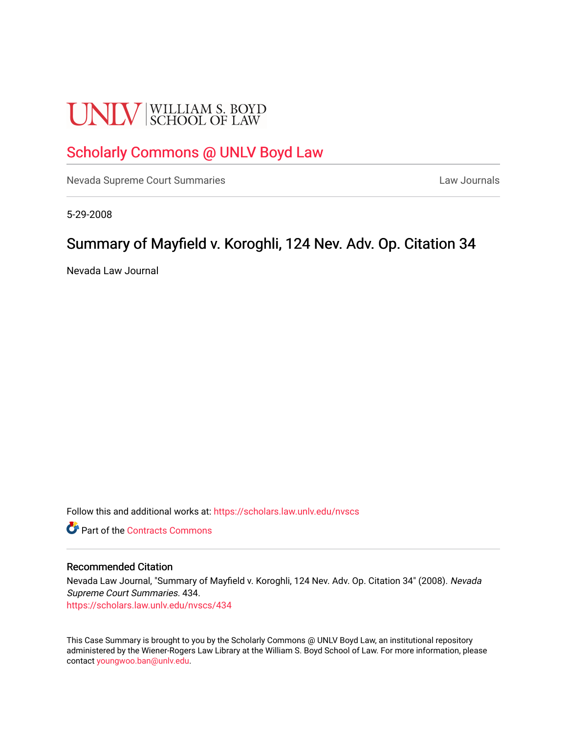UNLV | WILLIAM S. BOYD SCHOOL OF LAW

## Scholarly Commons @ UNLV Boyd Law

Nevada Supreme Court Summaries | Law Journals

5-29-2008

# Summary of Mayfield v. Koroghli, 124 Nev. Adv. Op. Citation 34

Nevada Law Journal

Follow this and additional works at: https://scholars.law.unlv.edu/nvscs

Part of the Contracts Commons

### Recommended Citation

Nevada Law Journal, "Summary of Mayfield v. Koroghli, 124 Nev. Adv. Op. Citation 34" (2008). *Nevada Supreme Court Summaries*. 434.
https://scholars.law.unlv.edu/nvscs/434

This Case Summary is brought to you by the Scholarly Commons @ UNLV Boyd Law, an institutional repository administered by the Wiener-Rogers Law Library at the William S. Boyd School of Law. For more information, please contact youngwoo.ban@unlv.edu.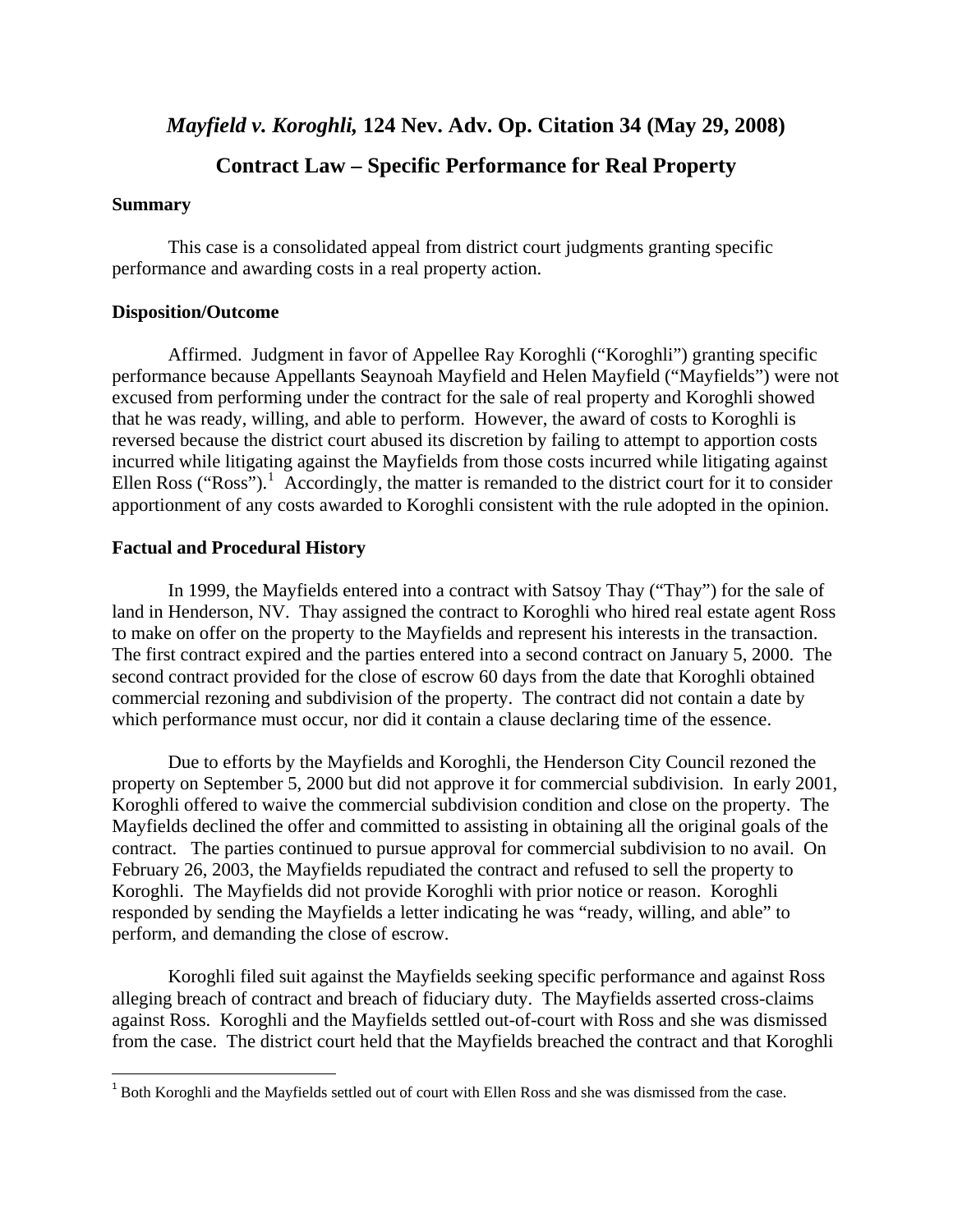# *Mayfield v. Koroghli,* 124 Nev. Adv. Op. Citation 34 (May 29, 2008)

## Contract Law – Specific Performance for Real Property

### Summary

This case is a consolidated appeal from district court judgments granting specific performance and awarding costs in a real property action.

### Disposition/Outcome

Affirmed. Judgment in favor of Appellee Ray Koroghli ("Koroghli") granting specific performance because Appellants Seaynoah Mayfield and Helen Mayfield ("Mayfields") were not excused from performing under the contract for the sale of real property and Koroghli showed that he was ready, willing, and able to perform. However, the award of costs to Koroghli is reversed because the district court abused its discretion by failing to attempt to apportion costs incurred while litigating against the Mayfields from those costs incurred while litigating against Ellen Ross ("Ross").[1] Accordingly, the matter is remanded to the district court for it to consider apportionment of any costs awarded to Koroghli consistent with the rule adopted in the opinion.

### Factual and Procedural History

In 1999, the Mayfields entered into a contract with Satsoy Thay ("Thay") for the sale of land in Henderson, NV. Thay assigned the contract to Koroghli who hired real estate agent Ross to make on offer on the property to the Mayfields and represent his interests in the transaction. The first contract expired and the parties entered into a second contract on January 5, 2000. The second contract provided for the close of escrow 60 days from the date that Koroghli obtained commercial rezoning and subdivision of the property. The contract did not contain a date by which performance must occur, nor did it contain a clause declaring time of the essence.

Due to efforts by the Mayfields and Koroghli, the Henderson City Council rezoned the property on September 5, 2000 but did not approve it for commercial subdivision. In early 2001, Koroghli offered to waive the commercial subdivision condition and close on the property. The Mayfields declined the offer and committed to assisting in obtaining all the original goals of the contract. The parties continued to pursue approval for commercial subdivision to no avail. On February 26, 2003, the Mayfields repudiated the contract and refused to sell the property to Koroghli. The Mayfields did not provide Koroghli with prior notice or reason. Koroghli responded by sending the Mayfields a letter indicating he was "ready, willing, and able" to perform, and demanding the close of escrow.

Koroghli filed suit against the Mayfields seeking specific performance and against Ross alleging breach of contract and breach of fiduciary duty. The Mayfields asserted cross-claims against Ross. Koroghli and the Mayfields settled out-of-court with Ross and she was dismissed from the case. The district court held that the Mayfields breached the contract and that Koroghli

[1] Both Koroghli and the Mayfields settled out of court with Ellen Ross and she was dismissed from the case.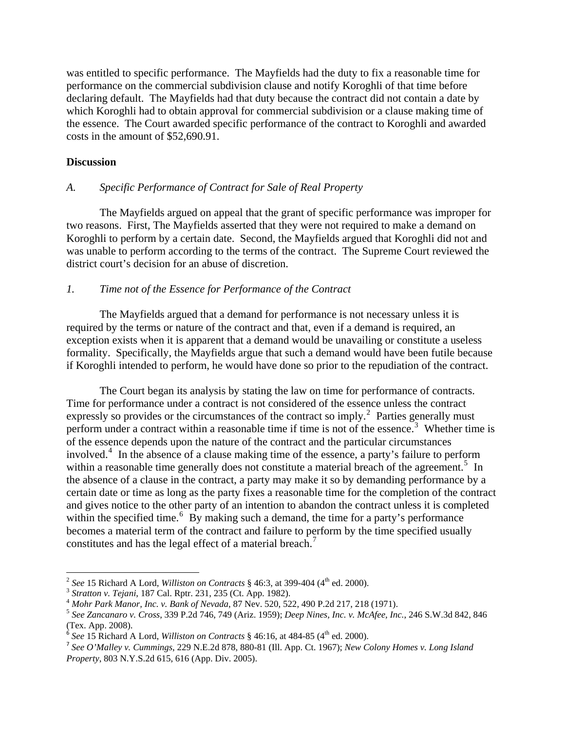was entitled to specific performance. The Mayfields had the duty to fix a reasonable time for performance on the commercial subdivision clause and notify Koroghli of that time before declaring default. The Mayfields had that duty because the contract did not contain a date by which Koroghli had to obtain approval for commercial subdivision or a clause making time of the essence. The Court awarded specific performance of the contract to Koroghli and awarded costs in the amount of $52,690.91.

**Discussion**

*A. Specific Performance of Contract for Sale of Real Property*

The Mayfields argued on appeal that the grant of specific performance was improper for two reasons. First, The Mayfields asserted that they were not required to make a demand on Koroghli to perform by a certain date. Second, the Mayfields argued that Koroghli did not and was unable to perform according to the terms of the contract. The Supreme Court reviewed the district court's decision for an abuse of discretion.

*1. Time not of the Essence for Performance of the Contract*

The Mayfields argued that a demand for performance is not necessary unless it is required by the terms or nature of the contract and that, even if a demand is required, an exception exists when it is apparent that a demand would be unavailing or constitute a useless formality. Specifically, the Mayfields argue that such a demand would have been futile because if Koroghli intended to perform, he would have done so prior to the repudiation of the contract.

The Court began its analysis by stating the law on time for performance of contracts. Time for performance under a contract is not considered of the essence unless the contract expressly so provides or the circumstances of the contract so imply.[2] Parties generally must perform under a contract within a reasonable time if time is not of the essence.[3] Whether time is of the essence depends upon the nature of the contract and the particular circumstances involved.[4] In the absence of a clause making time of the essence, a party's failure to perform within a reasonable time generally does not constitute a material breach of the agreement.[5] In the absence of a clause in the contract, a party may make it so by demanding performance by a certain date or time as long as the party fixes a reasonable time for the completion of the contract and gives notice to the other party of an intention to abandon the contract unless it is completed within the specified time.[6] By making such a demand, the time for a party's performance becomes a material term of the contract and failure to perform by the time specified usually constitutes and has the legal effect of a material breach.[7]

---

[2] *See* 15 Richard A Lord, *Williston on Contracts* § 46:3, at 399-404 (4th ed. 2000).

[3] *Stratton v. Tejani*, 187 Cal. Rptr. 231, 235 (Ct. App. 1982).

[4] *Mohr Park Manor, Inc. v. Bank of Nevada*, 87 Nev. 520, 522, 490 P.2d 217, 218 (1971).

[5] *See Zancanaro v. Cross*, 339 P.2d 746, 749 (Ariz. 1959); *Deep Nines, Inc. v. McAfee, Inc.*, 246 S.W.3d 842, 846 (Tex. App. 2008).

[6] *See* 15 Richard A Lord, *Williston on Contracts* § 46:16, at 484-85 (4th ed. 2000).

[7] *See O'Malley v. Cummings*, 229 N.E.2d 878, 880-81 (Ill. App. Ct. 1967); *New Colony Homes v. Long Island Property*, 803 N.Y.S.2d 615, 616 (App. Div. 2005).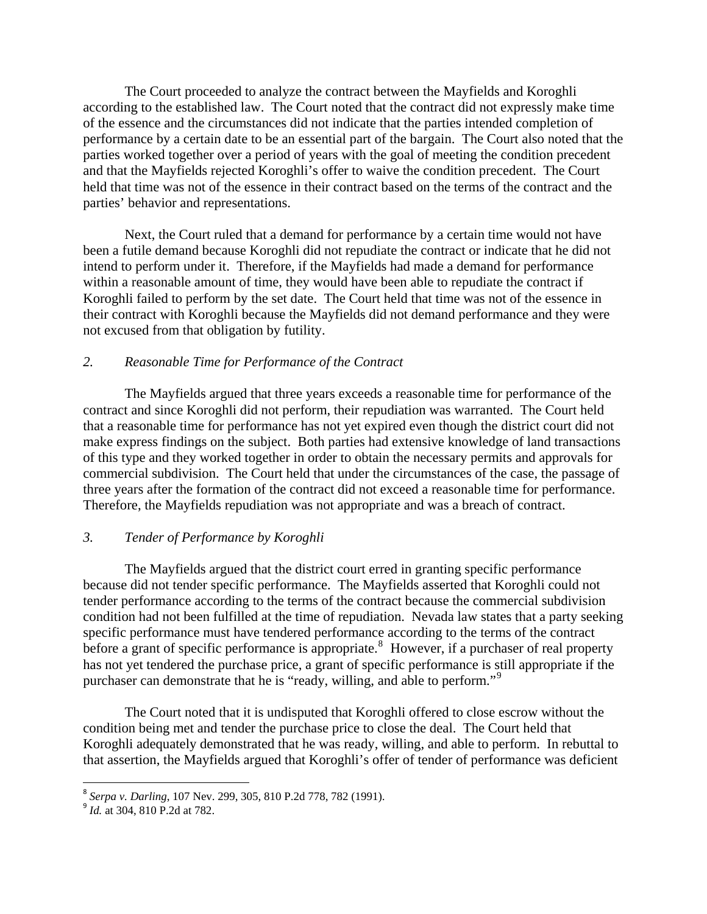The Court proceeded to analyze the contract between the Mayfields and Koroghli according to the established law. The Court noted that the contract did not expressly make time of the essence and the circumstances did not indicate that the parties intended completion of performance by a certain date to be an essential part of the bargain. The Court also noted that the parties worked together over a period of years with the goal of meeting the condition precedent and that the Mayfields rejected Koroghli's offer to waive the condition precedent. The Court held that time was not of the essence in their contract based on the terms of the contract and the parties' behavior and representations.

Next, the Court ruled that a demand for performance by a certain time would not have been a futile demand because Koroghli did not repudiate the contract or indicate that he did not intend to perform under it. Therefore, if the Mayfields had made a demand for performance within a reasonable amount of time, they would have been able to repudiate the contract if Koroghli failed to perform by the set date. The Court held that time was not of the essence in their contract with Koroghli because the Mayfields did not demand performance and they were not excused from that obligation by futility.

### *2. Reasonable Time for Performance of the Contract*

The Mayfields argued that three years exceeds a reasonable time for performance of the contract and since Koroghli did not perform, their repudiation was warranted. The Court held that a reasonable time for performance has not yet expired even though the district court did not make express findings on the subject. Both parties had extensive knowledge of land transactions of this type and they worked together in order to obtain the necessary permits and approvals for commercial subdivision. The Court held that under the circumstances of the case, the passage of three years after the formation of the contract did not exceed a reasonable time for performance. Therefore, the Mayfields repudiation was not appropriate and was a breach of contract.

### *3. Tender of Performance by Koroghli*

The Mayfields argued that the district court erred in granting specific performance because did not tender specific performance. The Mayfields asserted that Koroghli could not tender performance according to the terms of the contract because the commercial subdivision condition had not been fulfilled at the time of repudiation. Nevada law states that a party seeking specific performance must have tendered performance according to the terms of the contract before a grant of specific performance is appropriate.[8] However, if a purchaser of real property has not yet tendered the purchase price, a grant of specific performance is still appropriate if the purchaser can demonstrate that he is "ready, willing, and able to perform."[9]

The Court noted that it is undisputed that Koroghli offered to close escrow without the condition being met and tender the purchase price to close the deal. The Court held that Koroghli adequately demonstrated that he was ready, willing, and able to perform. In rebuttal to that assertion, the Mayfields argued that Koroghli's offer of tender of performance was deficient

---

[8] *Serpa v. Darling*, 107 Nev. 299, 305, 810 P.2d 778, 782 (1991).

[9] *Id.* at 304, 810 P.2d at 782.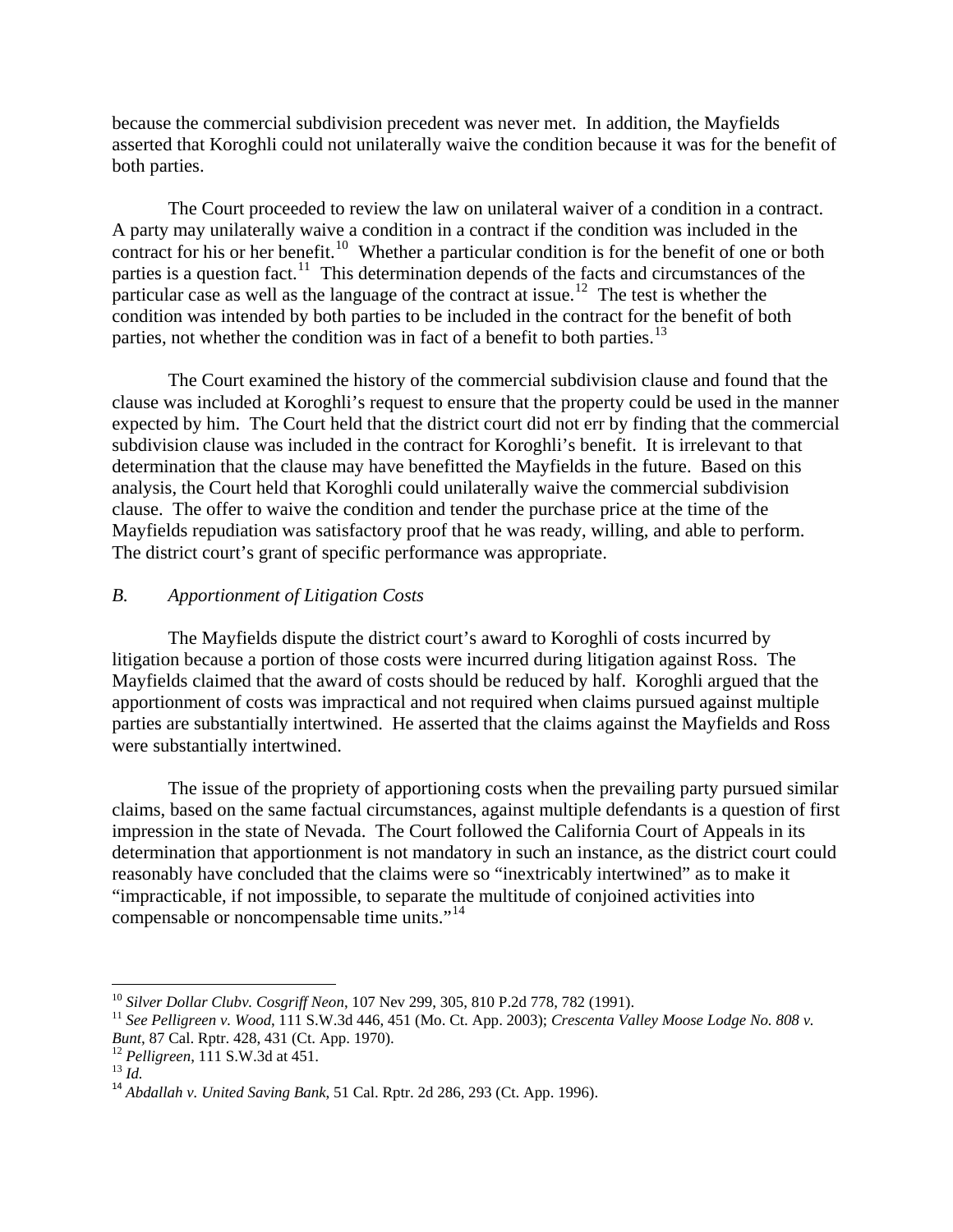because the commercial subdivision precedent was never met. In addition, the Mayfields asserted that Koroghli could not unilaterally waive the condition because it was for the benefit of both parties.

The Court proceeded to review the law on unilateral waiver of a condition in a contract. A party may unilaterally waive a condition in a contract if the condition was included in the contract for his or her benefit.[10] Whether a particular condition is for the benefit of one or both parties is a question fact.[11] This determination depends of the facts and circumstances of the particular case as well as the language of the contract at issue.[12] The test is whether the condition was intended by both parties to be included in the contract for the benefit of both parties, not whether the condition was in fact of a benefit to both parties.[13]

The Court examined the history of the commercial subdivision clause and found that the clause was included at Koroghli's request to ensure that the property could be used in the manner expected by him. The Court held that the district court did not err by finding that the commercial subdivision clause was included in the contract for Koroghli's benefit. It is irrelevant to that determination that the clause may have benefitted the Mayfields in the future. Based on this analysis, the Court held that Koroghli could unilaterally waive the commercial subdivision clause. The offer to waive the condition and tender the purchase price at the time of the Mayfields repudiation was satisfactory proof that he was ready, willing, and able to perform. The district court's grant of specific performance was appropriate.

### *B. Apportionment of Litigation Costs*

The Mayfields dispute the district court's award to Koroghli of costs incurred by litigation because a portion of those costs were incurred during litigation against Ross. The Mayfields claimed that the award of costs should be reduced by half. Koroghli argued that the apportionment of costs was impractical and not required when claims pursued against multiple parties are substantially intertwined. He asserted that the claims against the Mayfields and Ross were substantially intertwined.

The issue of the propriety of apportioning costs when the prevailing party pursued similar claims, based on the same factual circumstances, against multiple defendants is a question of first impression in the state of Nevada. The Court followed the California Court of Appeals in its determination that apportionment is not mandatory in such an instance, as the district court could reasonably have concluded that the claims were so "inextricably intertwined" as to make it "impracticable, if not impossible, to separate the multitude of conjoined activities into compensable or noncompensable time units."[14]

---

[10] *Silver Dollar Clubv. Cosgriff Neon*, 107 Nev 299, 305, 810 P.2d 778, 782 (1991).

[11] *See Pelligreen v. Wood*, 111 S.W.3d 446, 451 (Mo. Ct. App. 2003); *Crescenta Valley Moose Lodge No. 808 v. Bunt*, 87 Cal. Rptr. 428, 431 (Ct. App. 1970).

[12] *Pelligreen*, 111 S.W.3d at 451.

[13] *Id.*

[14] *Abdallah v. United Saving Bank*, 51 Cal. Rptr. 2d 286, 293 (Ct. App. 1996).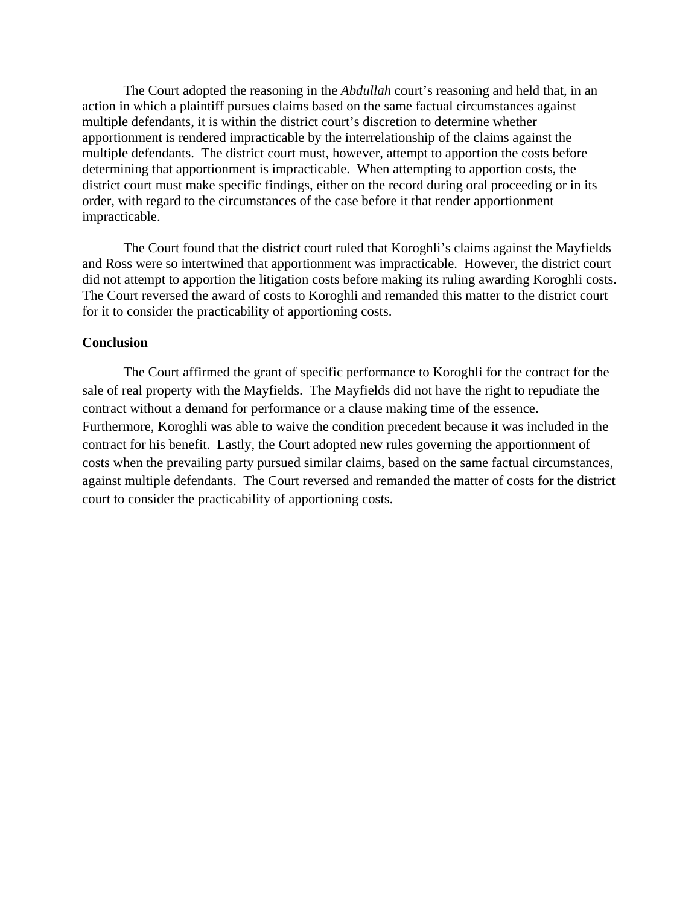The Court adopted the reasoning in the *Abdullah* court's reasoning and held that, in an action in which a plaintiff pursues claims based on the same factual circumstances against multiple defendants, it is within the district court's discretion to determine whether apportionment is rendered impracticable by the interrelationship of the claims against the multiple defendants. The district court must, however, attempt to apportion the costs before determining that apportionment is impracticable. When attempting to apportion costs, the district court must make specific findings, either on the record during oral proceeding or in its order, with regard to the circumstances of the case before it that render apportionment impracticable.

The Court found that the district court ruled that Koroghli's claims against the Mayfields and Ross were so intertwined that apportionment was impracticable. However, the district court did not attempt to apportion the litigation costs before making its ruling awarding Koroghli costs. The Court reversed the award of costs to Koroghli and remanded this matter to the district court for it to consider the practicability of apportioning costs.

**Conclusion**

The Court affirmed the grant of specific performance to Koroghli for the contract for the sale of real property with the Mayfields. The Mayfields did not have the right to repudiate the contract without a demand for performance or a clause making time of the essence. Furthermore, Koroghli was able to waive the condition precedent because it was included in the contract for his benefit. Lastly, the Court adopted new rules governing the apportionment of costs when the prevailing party pursued similar claims, based on the same factual circumstances, against multiple defendants. The Court reversed and remanded the matter of costs for the district court to consider the practicability of apportioning costs.